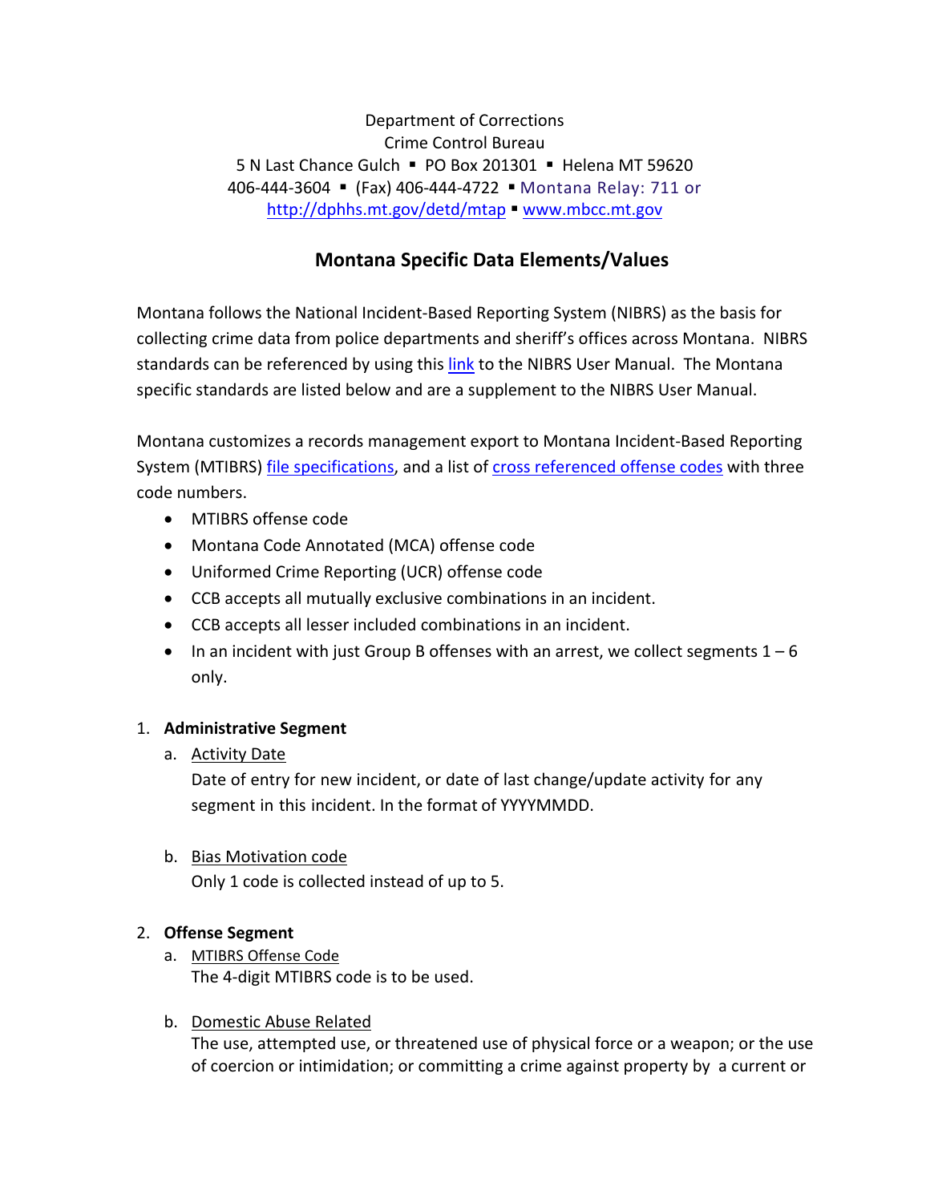Department of Corrections
Crime Control Bureau
5 N Last Chance Gulch ▪ PO Box 201301 ▪ Helena MT 59620
406-444-3604 ▪ (Fax) 406-444-4722 ▪ Montana Relay: 711 or
http://dphhs.mt.gov/detd/mtap ▪ www.mbcc.mt.gov

## Montana Specific Data Elements/Values

Montana follows the National Incident-Based Reporting System (NIBRS) as the basis for collecting crime data from police departments and sheriff's offices across Montana. NIBRS standards can be referenced by using this link to the NIBRS User Manual. The Montana specific standards are listed below and are a supplement to the NIBRS User Manual.

Montana customizes a records management export to Montana Incident-Based Reporting System (MTIBRS) file specifications, and a list of cross referenced offense codes with three code numbers.

- MTIBRS offense code
- Montana Code Annotated (MCA) offense code
- Uniformed Crime Reporting (UCR) offense code
- CCB accepts all mutually exclusive combinations in an incident.
- CCB accepts all lesser included combinations in an incident.
- In an incident with just Group B offenses with an arrest, we collect segments 1 – 6 only.

1. **Administrative Segment**
   a. Activity Date
      Date of entry for new incident, or date of last change/update activity for any segment in this incident. In the format of YYYYMMDD.

   b. Bias Motivation code
      Only 1 code is collected instead of up to 5.

2. **Offense Segment**
   a. MTIBRS Offense Code
      The 4-digit MTIBRS code is to be used.

   b. Domestic Abuse Related
      The use, attempted use, or threatened use of physical force or a weapon; or the use of coercion or intimidation; or committing a crime against property by a current or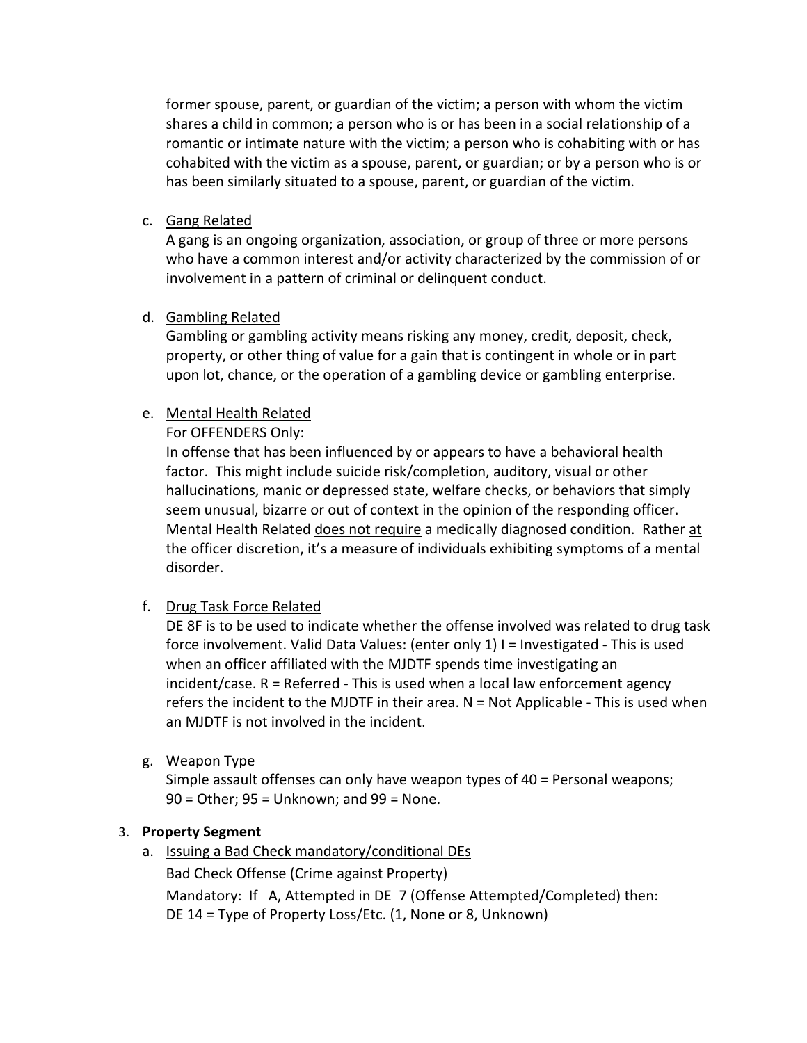former spouse, parent, or guardian of the victim; a person with whom the victim shares a child in common; a person who is or has been in a social relationship of a romantic or intimate nature with the victim; a person who is cohabiting with or has cohabited with the victim as a spouse, parent, or guardian; or by a person who is or has been similarly situated to a spouse, parent, or guardian of the victim.

c. Gang Related

   A gang is an ongoing organization, association, or group of three or more persons who have a common interest and/or activity characterized by the commission of or involvement in a pattern of criminal or delinquent conduct.

d. Gambling Related

   Gambling or gambling activity means risking any money, credit, deposit, check, property, or other thing of value for a gain that is contingent in whole or in part upon lot, chance, or the operation of a gambling device or gambling enterprise.

e. Mental Health Related

   For OFFENDERS Only:

   In offense that has been influenced by or appears to have a behavioral health factor. This might include suicide risk/completion, auditory, visual or other hallucinations, manic or depressed state, welfare checks, or behaviors that simply seem unusual, bizarre or out of context in the opinion of the responding officer. Mental Health Related does not require a medically diagnosed condition. Rather at the officer discretion, it's a measure of individuals exhibiting symptoms of a mental disorder.

f. Drug Task Force Related

   DE 8F is to be used to indicate whether the offense involved was related to drug task force involvement. Valid Data Values: (enter only 1) I = Investigated - This is used when an officer affiliated with the MJDTF spends time investigating an incident/case. R = Referred - This is used when a local law enforcement agency refers the incident to the MJDTF in their area. N = Not Applicable - This is used when an MJDTF is not involved in the incident.

g. Weapon Type

   Simple assault offenses can only have weapon types of 40 = Personal weapons; 90 = Other; 95 = Unknown; and 99 = None.

3. **Property Segment**

   a. Issuing a Bad Check mandatory/conditional DEs

      Bad Check Offense (Crime against Property)

      Mandatory: If A, Attempted in DE 7 (Offense Attempted/Completed) then:
      DE 14 = Type of Property Loss/Etc. (1, None or 8, Unknown)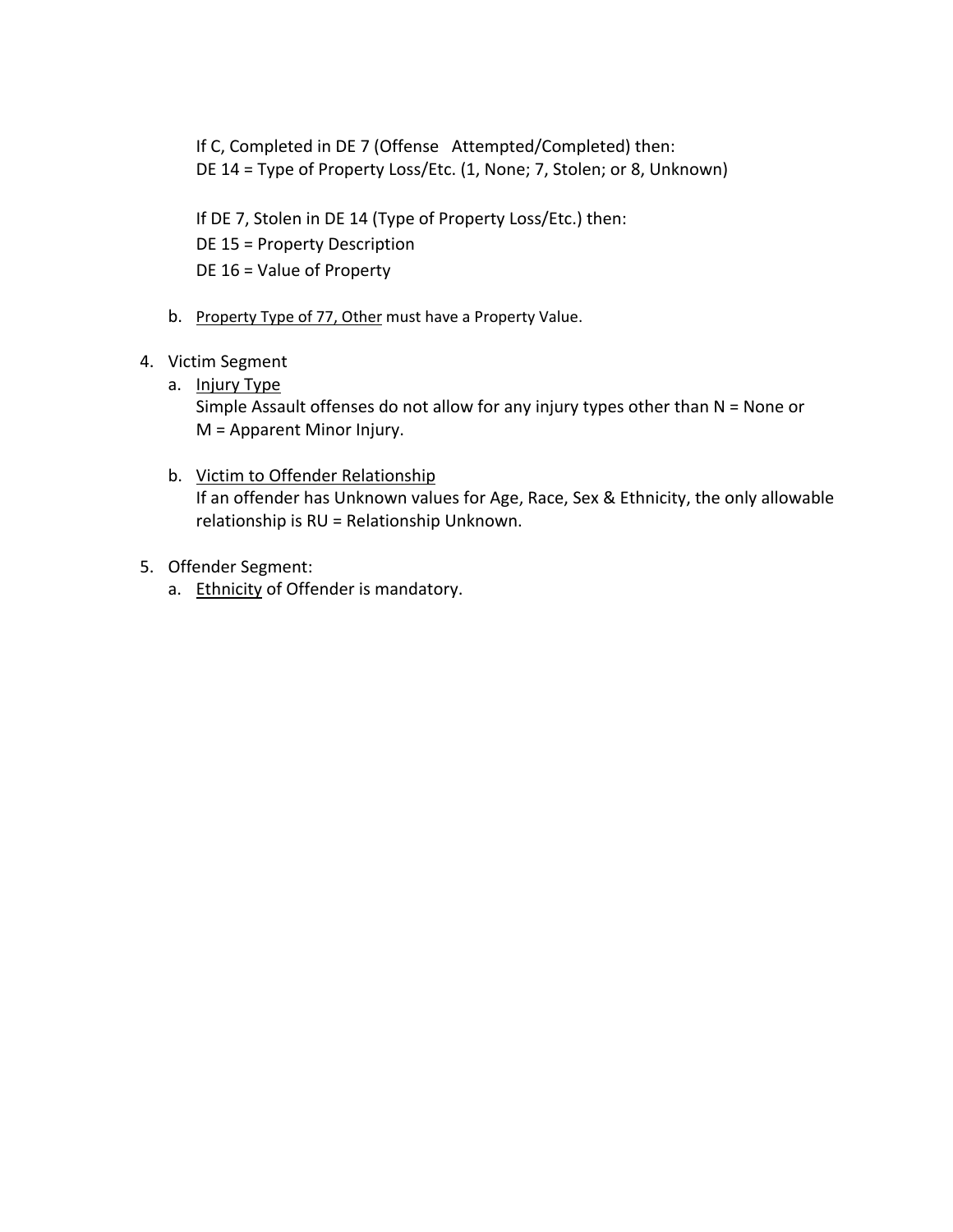If C, Completed in DE 7 (Offense Attempted/Completed) then:
DE 14 = Type of Property Loss/Etc. (1, None; 7, Stolen; or 8, Unknown)

If DE 7, Stolen in DE 14 (Type of Property Loss/Etc.) then:
DE 15 = Property Description
DE 16 = Value of Property

b. Property Type of 77, Other must have a Property Value.

4. Victim Segment
   a. Injury Type
      Simple Assault offenses do not allow for any injury types other than N = None or M = Apparent Minor Injury.

   b. Victim to Offender Relationship
      If an offender has Unknown values for Age, Race, Sex & Ethnicity, the only allowable relationship is RU = Relationship Unknown.

5. Offender Segment:
   a. Ethnicity of Offender is mandatory.